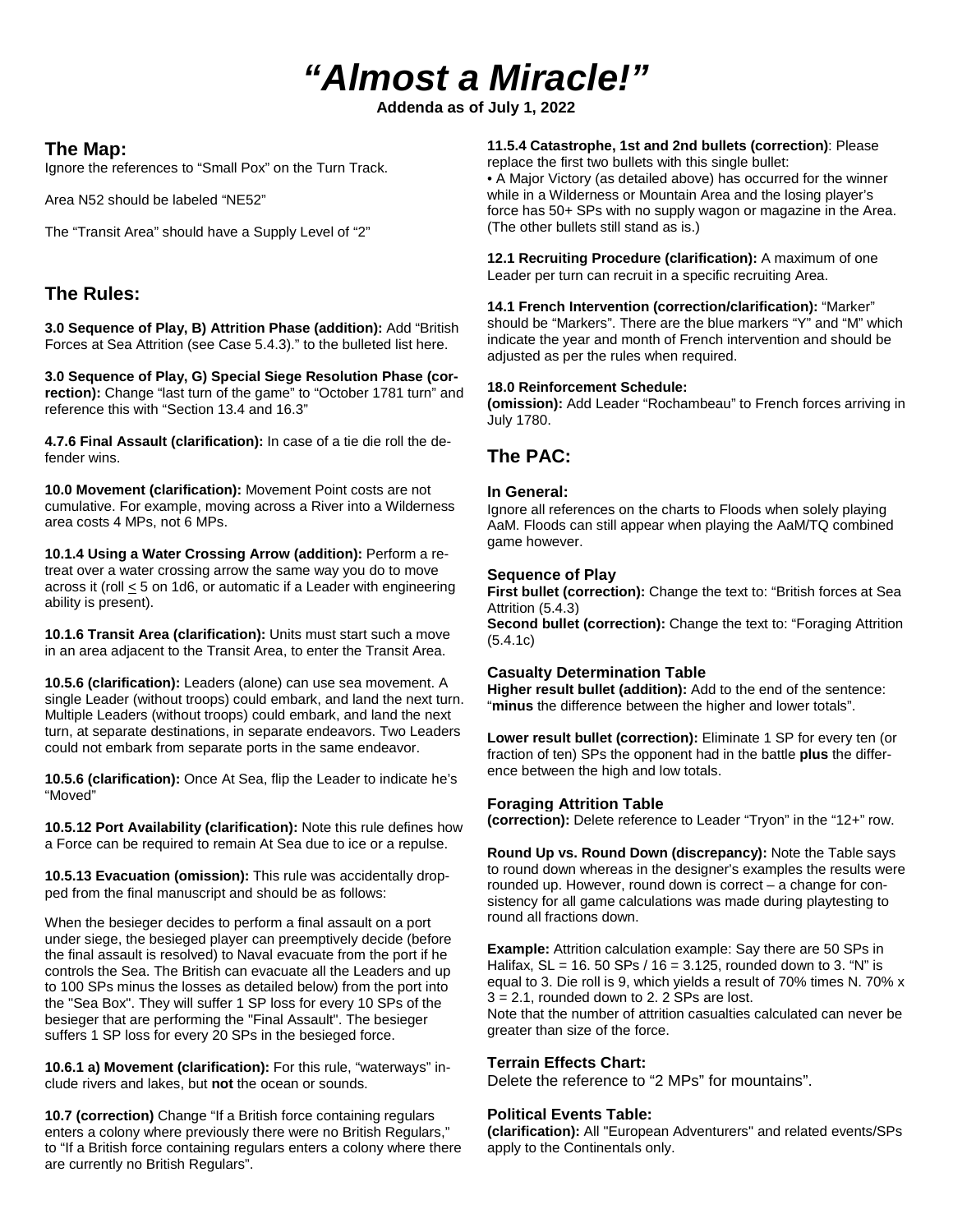# *"Almost a Miracle!"*

**Addenda as of July 1, 2022**

## The Map:

Ignore the references to "Small Pox" on the Turn Track.

Area N52 should be labeled "NE52"

The "Transit Area" should have a Supply Level of "2"

## The Rules:

**3.0 Sequence of Play, B) Attrition Phase (addition):** Add "British Forces at Sea Attrition (see Case 5.4.3)." to the bulleted list here.

**3.0 Sequence of Play, G) Special Siege Resolution Phase (correction):** Change "last turn of the game" to "October 1781 turn" and reference this with "Section 13.4 and 16.3"

**4.7.6 Final Assault (clarification):** In case of a tie die roll the defender wins.

**10.0 Movement (clarification):** Movement Point costs are not cumulative. For example, moving across a River into a Wilderness area costs 4 MPs, not 6 MPs.

**10.1.4 Using a Water Crossing Arrow (addition):** Perform a retreat over a water crossing arrow the same way you do to move across it (roll ≤ 5 on 1d6, or automatic if a Leader with engineering ability is present).

**10.1.6 Transit Area (clarification):** Units must start such a move in an area adjacent to the Transit Area, to enter the Transit Area.

**10.5.6 (clarification):** Leaders (alone) can use sea movement. A single Leader (without troops) could embark, and land the next turn. Multiple Leaders (without troops) could embark, and land the next turn, at separate destinations, in separate endeavors. Two Leaders could not embark from separate ports in the same endeavor.

**10.5.6 (clarification):** Once At Sea, flip the Leader to indicate he's "Moved"

**10.5.12 Port Availability (clarification):** Note this rule defines how a Force can be required to remain At Sea due to ice or a repulse.

**10.5.13 Evacuation (omission):** This rule was accidentally dropped from the final manuscript and should be as follows:

When the besieger decides to perform a final assault on a port under siege, the besieged player can preemptively decide (before the final assault is resolved) to Naval evacuate from the port if he controls the Sea. The British can evacuate all the Leaders and up to 100 SPs minus the losses as detailed below) from the port into the "Sea Box". They will suffer 1 SP loss for every 10 SPs of the besieger that are performing the "Final Assault". The besieger suffers 1 SP loss for every 20 SPs in the besieged force.

**10.6.1 a) Movement (clarification):** For this rule, "waterways" include rivers and lakes, but **not** the ocean or sounds.

**10.7 (correction)** Change "If a British force containing regulars enters a colony where previously there were no British Regulars," to "If a British force containing regulars enters a colony where there are currently no British Regulars".

**11.5.4 Catastrophe, 1st and 2nd bullets (correction)**: Please replace the first two bullets with this single bullet:

- A Major Victory (as detailed above) has occurred for the winner while in a Wilderness or Mountain Area and the losing player's force has 50+ SPs with no supply wagon or magazine in the Area. (The other bullets still stand as is.)

**12.1 Recruiting Procedure (clarification):** A maximum of one Leader per turn can recruit in a specific recruiting Area.

**14.1 French Intervention (correction/clarification):** "Marker" should be "Markers". There are the blue markers "Y" and "M" which indicate the year and month of French intervention and should be adjusted as per the rules when required.

**18.0 Reinforcement Schedule:**
**(omission):** Add Leader "Rochambeau" to French forces arriving in July 1780.

## The PAC:

### In General:

Ignore all references on the charts to Floods when solely playing AaM. Floods can still appear when playing the AaM/TQ combined game however.

### Sequence of Play

**First bullet (correction):** Change the text to: "British forces at Sea Attrition (5.4.3)
**Second bullet (correction):** Change the text to: "Foraging Attrition (5.4.1c)

### Casualty Determination Table

**Higher result bullet (addition):** Add to the end of the sentence: "**minus** the difference between the higher and lower totals".

**Lower result bullet (correction):** Eliminate 1 SP for every ten (or fraction of ten) SPs the opponent had in the battle **plus** the difference between the high and low totals.

### Foraging Attrition Table

**(correction):** Delete reference to Leader "Tryon" in the "12+" row.

**Round Up vs. Round Down (discrepancy):** Note the Table says to round down whereas in the designer's examples the results were rounded up. However, round down is correct – a change for consistency for all game calculations was made during playtesting to round all fractions down.

**Example:** Attrition calculation example: Say there are 50 SPs in Halifax, SL = 16. 50 SPs / 16 = 3.125, rounded down to 3. "N" is equal to 3. Die roll is 9, which yields a result of 70% times N. 70% x 3 = 2.1, rounded down to 2. 2 SPs are lost.
Note that the number of attrition casualties calculated can never be greater than size of the force.

### Terrain Effects Chart:

Delete the reference to "2 MPs" for mountains".

### Political Events Table:

**(clarification):** All "European Adventurers" and related events/SPs apply to the Continentals only.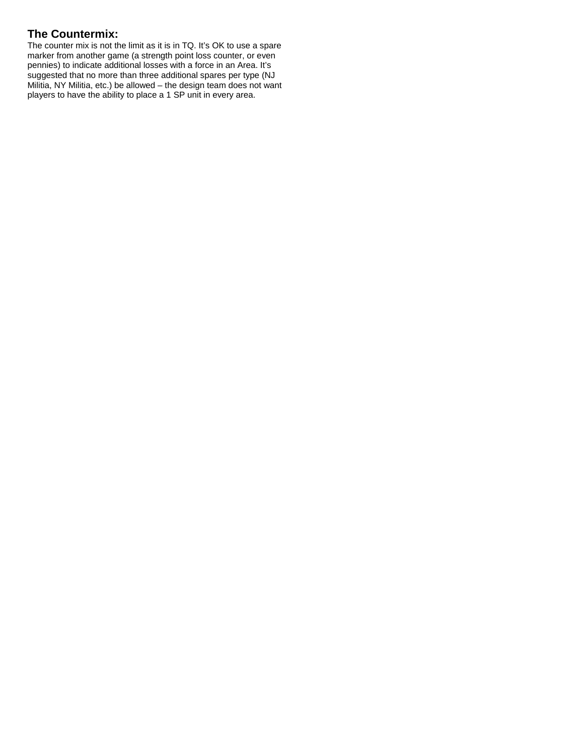## The Countermix:

The counter mix is not the limit as it is in TQ. It's OK to use a spare marker from another game (a strength point loss counter, or even pennies) to indicate additional losses with a force in an Area. It's suggested that no more than three additional spares per type (NJ Militia, NY Militia, etc.) be allowed – the design team does not want players to have the ability to place a 1 SP unit in every area.